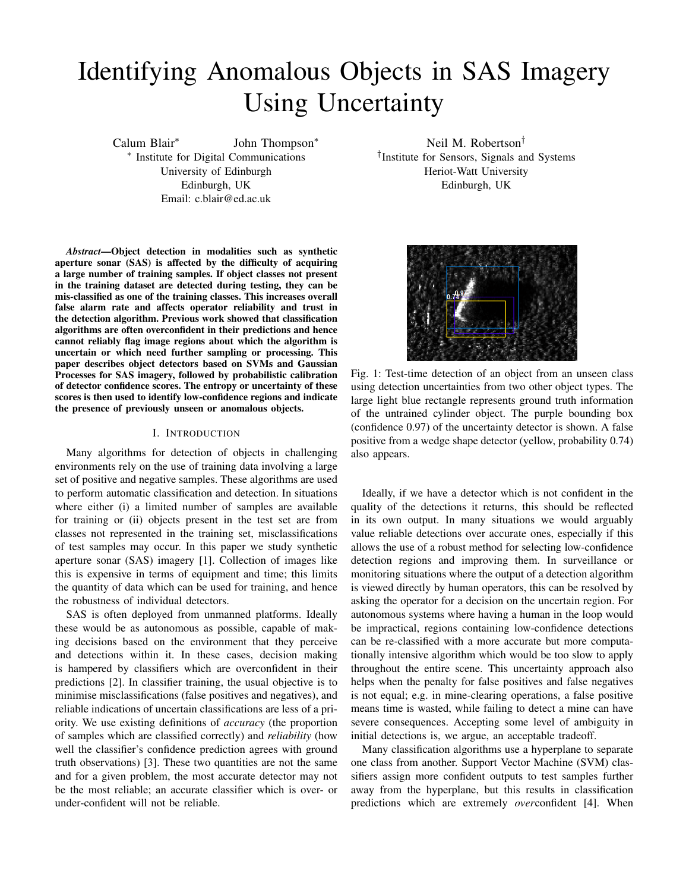# Identifying Anomalous Objects in SAS Imagery Using Uncertainty

Calum Blair[*] John Thompson[*]
[*] Institute for Digital Communications
University of Edinburgh
Edinburgh, UK
Email: c.blair@ed.ac.uk

Neil M. Robertson[†]
[†]Institute for Sensors, Signals and Systems
Heriot-Watt University
Edinburgh, UK

***Abstract*—Object detection in modalities such as synthetic aperture sonar (SAS) is affected by the difficulty of acquiring a large number of training samples. If object classes not present in the training dataset are detected during testing, they can be mis-classified as one of the training classes. This increases overall false alarm rate and affects operator reliability and trust in the detection algorithm. Previous work showed that classification algorithms are often overconfident in their predictions and hence cannot reliably flag image regions about which the algorithm is uncertain or which need further sampling or processing. This paper describes object detectors based on SVMs and Gaussian Processes for SAS imagery, followed by probabilistic calibration of detector confidence scores. The entropy or uncertainty of these scores is then used to identify low-confidence regions and indicate the presence of previously unseen or anomalous objects.**

## I. Introduction

Many algorithms for detection of objects in challenging environments rely on the use of training data involving a large set of positive and negative samples. These algorithms are used to perform automatic classification and detection. In situations where either (i) a limited number of samples are available for training or (ii) objects present in the test set are from classes not represented in the training set, misclassifications of test samples may occur. In this paper we study synthetic aperture sonar (SAS) imagery [1]. Collection of images like this is expensive in terms of equipment and time; this limits the quantity of data which can be used for training, and hence the robustness of individual detectors.

SAS is often deployed from unmanned platforms. Ideally these would be as autonomous as possible, capable of making decisions based on the environment that they perceive and detections within it. In these cases, decision making is hampered by classifiers which are overconfident in their predictions [2]. In classifier training, the usual objective is to minimise misclassifications (false positives and negatives), and reliable indications of uncertain classifications are less of a priority. We use existing definitions of *accuracy* (the proportion of samples which are classified correctly) and *reliability* (how well the classifier's confidence prediction agrees with ground truth observations) [3]. These two quantities are not the same and for a given problem, the most accurate detector may not be the most reliable; an accurate classifier which is over- or under-confident will not be reliable.

Fig. 1: Test-time detection of an object from an unseen class using detection uncertainties from two other object types. The large light blue rectangle represents ground truth information of the untrained cylinder object. The purple bounding box (confidence 0.97) of the uncertainty detector is shown. A false positive from a wedge shape detector (yellow, probability 0.74) also appears.

Ideally, if we have a detector which is not confident in the quality of the detections it returns, this should be reflected in its own output. In many situations we would arguably value reliable detections over accurate ones, especially if this allows the use of a robust method for selecting low-confidence detection regions and improving them. In surveillance or monitoring situations where the output of a detection algorithm is viewed directly by human operators, this can be resolved by asking the operator for a decision on the uncertain region. For autonomous systems where having a human in the loop would be impractical, regions containing low-confidence detections can be re-classified with a more accurate but more computationally intensive algorithm which would be too slow to apply throughout the entire scene. This uncertainty approach also helps when the penalty for false positives and false negatives is not equal; e.g. in mine-clearing operations, a false positive means time is wasted, while failing to detect a mine can have severe consequences. Accepting some level of ambiguity in initial detections is, we argue, an acceptable tradeoff.

Many classification algorithms use a hyperplane to separate one class from another. Support Vector Machine (SVM) classifiers assign more confident outputs to test samples further away from the hyperplane, but this results in classification predictions which are extremely *over*confident [4]. When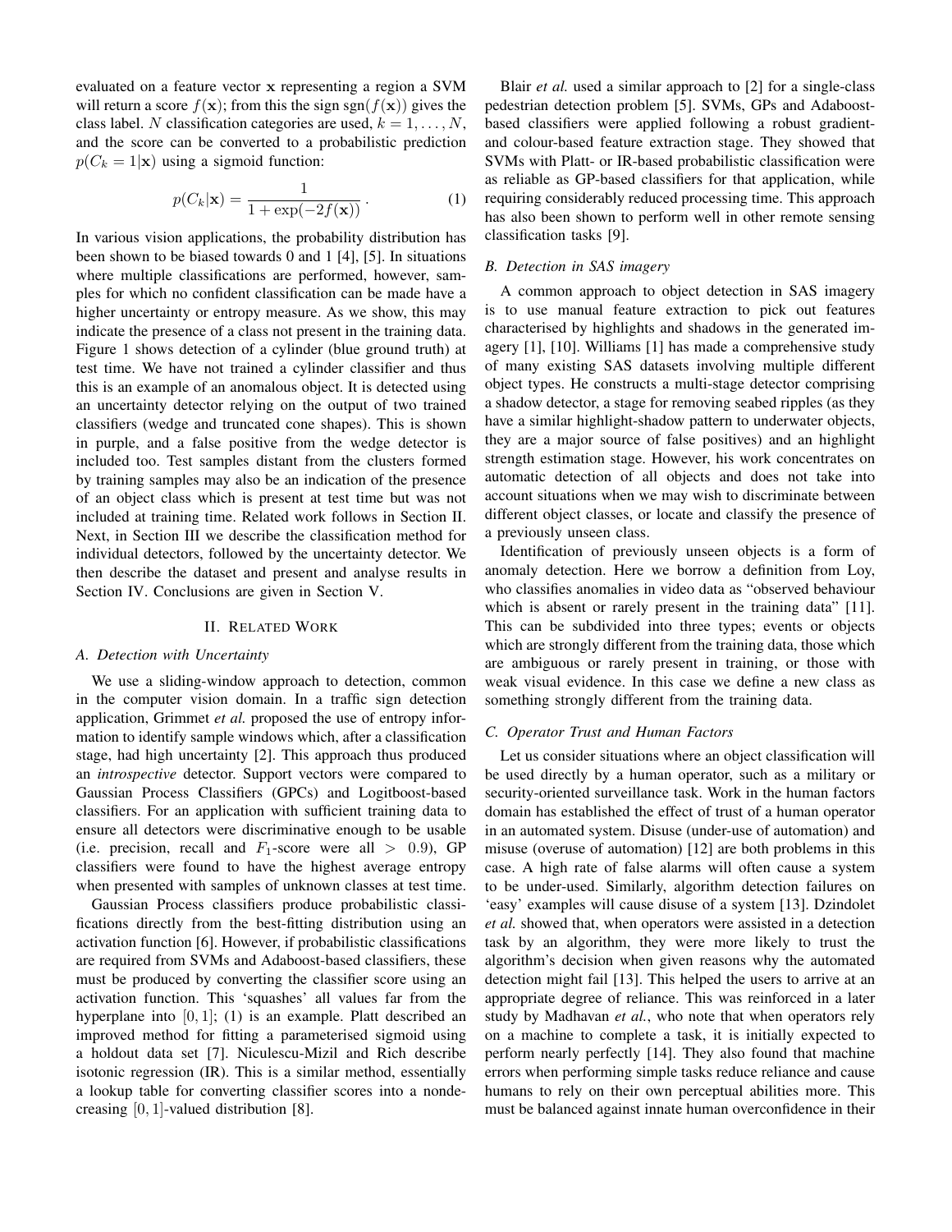evaluated on a feature vector $\mathbf{x}$ representing a region a SVM will return a score $f(\mathbf{x})$; from this the sign $\text{sgn}(f(\mathbf{x}))$ gives the class label. $N$ classification categories are used, $k = 1, \ldots, N$, and the score can be converted to a probabilistic prediction $p(C_k = 1|\mathbf{x})$ using a sigmoid function:

$$p(C_k|\mathbf{x}) = \frac{1}{1 + \exp(-2f(\mathbf{x}))} \,. \tag{1}$$

In various vision applications, the probability distribution has been shown to be biased towards 0 and 1 [4], [5]. In situations where multiple classifications are performed, however, samples for which no confident classification can be made have a higher uncertainty or entropy measure. As we show, this may indicate the presence of a class not present in the training data. Figure 1 shows detection of a cylinder (blue ground truth) at test time. We have not trained a cylinder classifier and thus this is an example of an anomalous object. It is detected using an uncertainty detector relying on the output of two trained classifiers (wedge and truncated cone shapes). This is shown in purple, and a false positive from the wedge detector is included too. Test samples distant from the clusters formed by training samples may also be an indication of the presence of an object class which is present at test time but was not included at training time. Related work follows in Section II. Next, in Section III we describe the classification method for individual detectors, followed by the uncertainty detector. We then describe the dataset and present and analyse results in Section IV. Conclusions are given in Section V.

## II. Related Work

### A. Detection with Uncertainty

We use a sliding-window approach to detection, common in the computer vision domain. In a traffic sign detection application, Grimmet *et al.* proposed the use of entropy information to identify sample windows which, after a classification stage, had high uncertainty [2]. This approach thus produced an *introspective* detector. Support vectors were compared to Gaussian Process Classifiers (GPCs) and Logitboost-based classifiers. For an application with sufficient training data to ensure all detectors were discriminative enough to be usable (i.e. precision, recall and $F_1$-score were all $> 0.9$), GP classifiers were found to have the highest average entropy when presented with samples of unknown classes at test time.

Gaussian Process classifiers produce probabilistic classifications directly from the best-fitting distribution using an activation function [6]. However, if probabilistic classifications are required from SVMs and Adaboost-based classifiers, these must be produced by converting the classifier score using an activation function. This 'squashes' all values far from the hyperplane into $[0, 1]$; (1) is an example. Platt described an improved method for fitting a parameterised sigmoid using a holdout data set [7]. Niculescu-Mizil and Rich describe isotonic regression (IR). This is a similar method, essentially a lookup table for converting classifier scores into a nondecreasing $[0, 1]$-valued distribution [8].

Blair *et al.* used a similar approach to [2] for a single-class pedestrian detection problem [5]. SVMs, GPs and Adaboost-based classifiers were applied following a robust gradient- and colour-based feature extraction stage. They showed that SVMs with Platt- or IR-based probabilistic classification were as reliable as GP-based classifiers for that application, while requiring considerably reduced processing time. This approach has also been shown to perform well in other remote sensing classification tasks [9].

### B. Detection in SAS imagery

A common approach to object detection in SAS imagery is to use manual feature extraction to pick out features characterised by highlights and shadows in the generated imagery [1], [10]. Williams [1] has made a comprehensive study of many existing SAS datasets involving multiple different object types. He constructs a multi-stage detector comprising a shadow detector, a stage for removing seabed ripples (as they have a similar highlight-shadow pattern to underwater objects, they are a major source of false positives) and an highlight strength estimation stage. However, his work concentrates on automatic detection of all objects and does not take into account situations when we may wish to discriminate between different object classes, or locate and classify the presence of a previously unseen class.

Identification of previously unseen objects is a form of anomaly detection. Here we borrow a definition from Loy, who classifies anomalies in video data as "observed behaviour which is absent or rarely present in the training data" [11]. This can be subdivided into three types; events or objects which are strongly different from the training data, those which are ambiguous or rarely present in training, or those with weak visual evidence. In this case we define a new class as something strongly different from the training data.

### C. Operator Trust and Human Factors

Let us consider situations where an object classification will be used directly by a human operator, such as a military or security-oriented surveillance task. Work in the human factors domain has established the effect of trust of a human operator in an automated system. Disuse (under-use of automation) and misuse (overuse of automation) [12] are both problems in this case. A high rate of false alarms will often cause a system to be under-used. Similarly, algorithm detection failures on 'easy' examples will cause disuse of a system [13]. Dzindolet *et al.* showed that, when operators were assisted in a detection task by an algorithm, they were more likely to trust the algorithm's decision when given reasons why the automated detection might fail [13]. This helped the users to arrive at an appropriate degree of reliance. This was reinforced in a later study by Madhavan *et al.*, who note that when operators rely on a machine to complete a task, it is initially expected to perform nearly perfectly [14]. They also found that machine errors when performing simple tasks reduce reliance and cause humans to rely on their own perceptual abilities more. This must be balanced against innate human overconfidence in their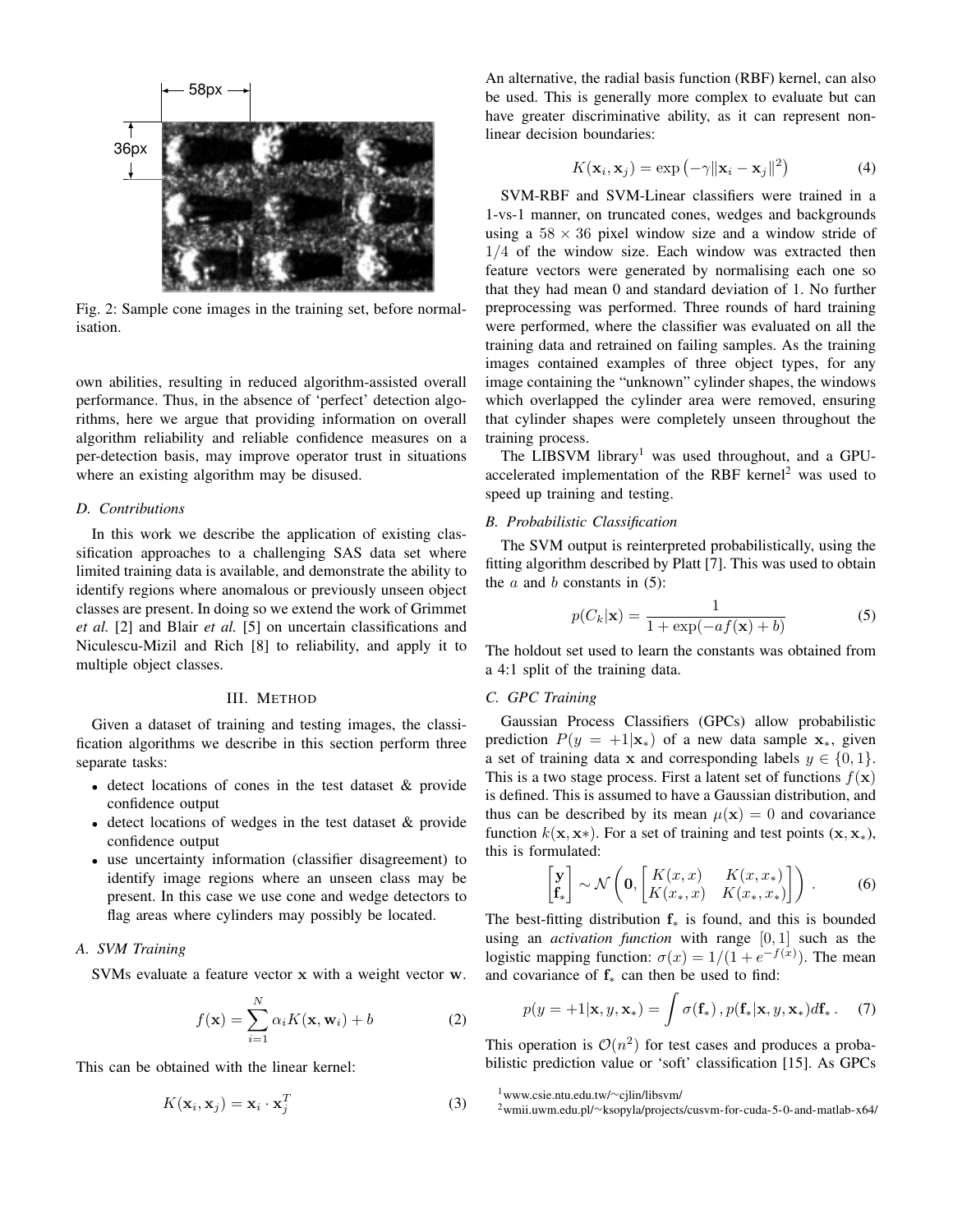Fig. 2: Sample cone images in the training set, before normalisation.

own abilities, resulting in reduced algorithm-assisted overall performance. Thus, in the absence of 'perfect' detection algorithms, here we argue that providing information on overall algorithm reliability and reliable confidence measures on a per-detection basis, may improve operator trust in situations where an existing algorithm may be disused.

### D. Contributions

In this work we describe the application of existing classification approaches to a challenging SAS data set where limited training data is available, and demonstrate the ability to identify regions where anomalous or previously unseen object classes are present. In doing so we extend the work of Grimmet *et al.* [2] and Blair *et al.* [5] on uncertain classifications and Niculescu-Mizil and Rich [8] to reliability, and apply it to multiple object classes.

## III. Method

Given a dataset of training and testing images, the classification algorithms we describe in this section perform three separate tasks:

- detect locations of cones in the test dataset & provide confidence output
- detect locations of wedges in the test dataset & provide confidence output
- use uncertainty information (classifier disagreement) to identify image regions where an unseen class may be present. In this case we use cone and wedge detectors to flag areas where cylinders may possibly be located.

### A. SVM Training

SVMs evaluate a feature vector $\mathbf{x}$ with a weight vector $\mathbf{w}$.

$$f(\mathbf{x}) = \sum_{i=1}^{N} \alpha_i K(\mathbf{x}, \mathbf{w}_i) + b \tag{2}$$

This can be obtained with the linear kernel:

$$K(\mathbf{x}_i, \mathbf{x}_j) = \mathbf{x}_i \cdot \mathbf{x}_j^T \tag{3}$$

An alternative, the radial basis function (RBF) kernel, can also be used. This is generally more complex to evaluate but can have greater discriminative ability, as it can represent non-linear decision boundaries:

$$K(\mathbf{x}_i, \mathbf{x}_j) = \exp\left(-\gamma \|\mathbf{x}_i - \mathbf{x}_j\|^2\right) \tag{4}$$

SVM-RBF and SVM-Linear classifiers were trained in a 1-vs-1 manner, on truncated cones, wedges and backgrounds using a $58 \times 36$ pixel window size and a window stride of $1/4$ of the window size. Each window was extracted then feature vectors were generated by normalising each one so that they had mean 0 and standard deviation of 1. No further preprocessing was performed. Three rounds of hard training were performed, where the classifier was evaluated on all the training data and retrained on failing samples. As the training images contained examples of three object types, for any image containing the "unknown" cylinder shapes, the windows which overlapped the cylinder area were removed, ensuring that cylinder shapes were completely unseen throughout the training process.

The LIBSVM library[1] was used throughout, and a GPU-accelerated implementation of the RBF kernel[2] was used to speed up training and testing.

### B. Probabilistic Classification

The SVM output is reinterpreted probabilistically, using the fitting algorithm described by Platt [7]. This was used to obtain the $a$ and $b$ constants in (5):

$$p(C_k|\mathbf{x}) = \frac{1}{1 + \exp(-af(\mathbf{x}) + b)} \tag{5}$$

The holdout set used to learn the constants was obtained from a 4:1 split of the training data.

### C. GPC Training

Gaussian Process Classifiers (GPCs) allow probabilistic prediction $P(y = +1|\mathbf{x}_*)$ of a new data sample $\mathbf{x}_*$, given a set of training data $\mathbf{x}$ and corresponding labels $y \in \{0, 1\}$. This is a two stage process. First a latent set of functions $f(\mathbf{x})$ is defined. This is assumed to have a Gaussian distribution, and thus can be described by its mean $\mu(\mathbf{x}) = 0$ and covariance function $k(\mathbf{x}, \mathbf{x}*)$. For a set of training and test points $(\mathbf{x}, \mathbf{x}_*)$, this is formulated:

$$\begin{bmatrix} \mathbf{y} \\ \mathbf{f}_* \end{bmatrix} \sim \mathcal{N}\left(\mathbf{0}, \begin{bmatrix} K(x, x) & K(x, x_*) \\ K(x_*, x) & K(x_*, x_*) \end{bmatrix}\right) . \tag{6}$$

The best-fitting distribution $\mathbf{f}_*$ is found, and this is bounded using an *activation function* with range $[0, 1]$ such as the logistic mapping function: $\sigma(x) = 1/(1 + e^{-f(x)})$. The mean and covariance of $\mathbf{f}_*$ can then be used to find:

$$p(y = +1|\mathbf{x}, y, \mathbf{x}_*) = \int \sigma(\mathbf{f}_*) \, , p(\mathbf{f}_*|\mathbf{x}, y, \mathbf{x}_*) d\mathbf{f}_* \, . \tag{7}$$

This operation is $\mathcal{O}(n^2)$ for test cases and produces a probabilistic prediction value or 'soft' classification [15]. As GPCs

[1] www.csie.ntu.edu.tw/~cjlin/libsvm/

[2] wmii.uwm.edu.pl/~ksopyla/projects/cusvm-for-cuda-5-0-and-matlab-x64/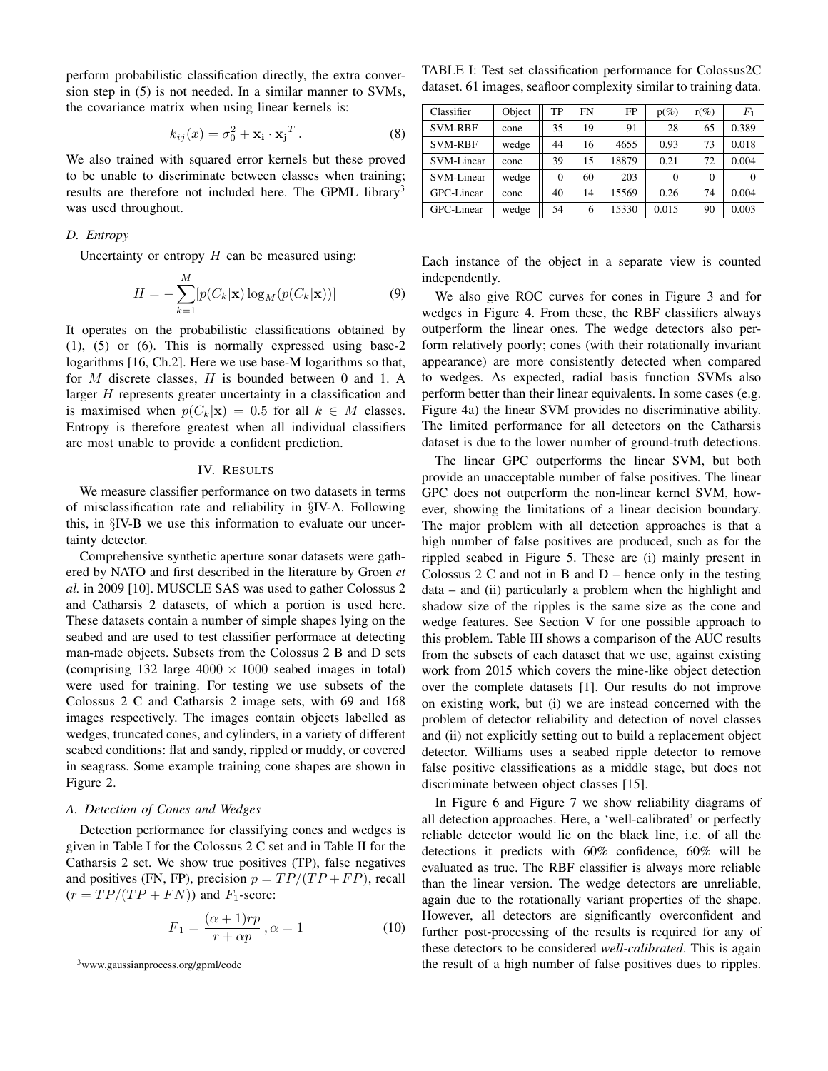perform probabilistic classification directly, the extra conversion step in (5) is not needed. In a similar manner to SVMs, the covariance matrix when using linear kernels is:

$$k_{ij}(x) = \sigma_0^2 + \mathbf{x_i} \cdot \mathbf{x_j}^T . \tag{8}$$

We also trained with squared error kernels but these proved to be unable to discriminate between classes when training; results are therefore not included here. The GPML library[3] was used throughout.

### D. Entropy

Uncertainty or entropy $H$ can be measured using:

$$H = -\sum_{k=1}^{M} [p(C_k|\mathbf{x}) \log_M (p(C_k|\mathbf{x}))] \tag{9}$$

It operates on the probabilistic classifications obtained by (1), (5) or (6). This is normally expressed using base-2 logarithms [16, Ch.2]. Here we use base-M logarithms so that, for $M$ discrete classes, $H$ is bounded between 0 and 1. A larger $H$ represents greater uncertainty in a classification and is maximised when $p(C_k|\mathbf{x}) = 0.5$ for all $k \in M$ classes. Entropy is therefore greatest when all individual classifiers are most unable to provide a confident prediction.

## IV. Results

We measure classifier performance on two datasets in terms of misclassification rate and reliability in §IV-A. Following this, in §IV-B we use this information to evaluate our uncertainty detector.

Comprehensive synthetic aperture sonar datasets were gathered by NATO and first described in the literature by Groen *et al.* in 2009 [10]. MUSCLE SAS was used to gather Colossus 2 and Catharsis 2 datasets, of which a portion is used here. These datasets contain a number of simple shapes lying on the seabed and are used to test classifier performace at detecting man-made objects. Subsets from the Colossus 2 B and D sets (comprising 132 large $4000 \times 1000$ seabed images in total) were used for training. For testing we use subsets of the Colossus 2 C and Catharsis 2 image sets, with 69 and 168 images respectively. The images contain objects labelled as wedges, truncated cones, and cylinders, in a variety of different seabed conditions: flat and sandy, rippled or muddy, or covered in seagrass. Some example training cone shapes are shown in Figure 2.

### A. Detection of Cones and Wedges

Detection performance for classifying cones and wedges is given in Table I for the Colossus 2 C set and in Table II for the Catharsis 2 set. We show true positives (TP), false negatives and positives (FN, FP), precision $p = TP/(TP + FP)$, recall ($r = TP/(TP + FN)$) and $F_1$-score:

$$F_1 = \frac{(\alpha + 1)rp}{r + \alpha p}, \alpha = 1 \tag{10}$$

[3] www.gaussianprocess.org/gpml/code

TABLE I: Test set classification performance for Colossus2C dataset. 61 images, seafloor complexity similar to training data.

| Classifier | Object | TP | FN | FP | p(%) | r(%) | $F_1$ |
|---|---|---|---|---|---|---|---|
| SVM-RBF | cone | 35 | 19 | 91 | 28 | 65 | 0.389 |
| SVM-RBF | wedge | 44 | 16 | 4655 | 0.93 | 73 | 0.018 |
| SVM-Linear | cone | 39 | 15 | 18879 | 0.21 | 72 | 0.004 |
| SVM-Linear | wedge | 0 | 60 | 203 | 0 | 0 | 0 |
| GPC-Linear | cone | 40 | 14 | 15569 | 0.26 | 74 | 0.004 |
| GPC-Linear | wedge | 54 | 6 | 15330 | 0.015 | 90 | 0.003 |

Each instance of the object in a separate view is counted independently.

We also give ROC curves for cones in Figure 3 and for wedges in Figure 4. From these, the RBF classifiers always outperform the linear ones. The wedge detectors also perform relatively poorly; cones (with their rotationally invariant appearance) are more consistently detected when compared to wedges. As expected, radial basis function SVMs also perform better than their linear equivalents. In some cases (e.g. Figure 4a) the linear SVM provides no discriminative ability. The limited performance for all detectors on the Catharsis dataset is due to the lower number of ground-truth detections.

The linear GPC outperforms the linear SVM, but both provide an unacceptable number of false positives. The linear GPC does not outperform the non-linear kernel SVM, however, showing the limitations of a linear decision boundary. The major problem with all detection approaches is that a high number of false positives are produced, such as for the rippled seabed in Figure 5. These are (i) mainly present in Colossus 2 C and not in B and D – hence only in the testing data – and (ii) particularly a problem when the highlight and shadow size of the ripples is the same size as the cone and wedge features. See Section V for one possible approach to this problem. Table III shows a comparison of the AUC results from the subsets of each dataset that we use, against existing work from 2015 which covers the mine-like object detection over the complete datasets [1]. Our results do not improve on existing work, but (i) we are instead concerned with the problem of detector reliability and detection of novel classes and (ii) not explicitly setting out to build a replacement object detector. Williams uses a seabed ripple detector to remove false positive classifications as a middle stage, but does not discriminate between object classes [15].

In Figure 6 and Figure 7 we show reliability diagrams of all detection approaches. Here, a 'well-calibrated' or perfectly reliable detector would lie on the black line, i.e. of all the detections it predicts with 60% confidence, 60% will be evaluated as true. The RBF classifier is always more reliable than the linear version. The wedge detectors are unreliable, again due to the rotationally variant properties of the shape. However, all detectors are significantly overconfident and further post-processing of the results is required for any of these detectors to be considered *well-calibrated*. This is again the result of a high number of false positives dues to ripples.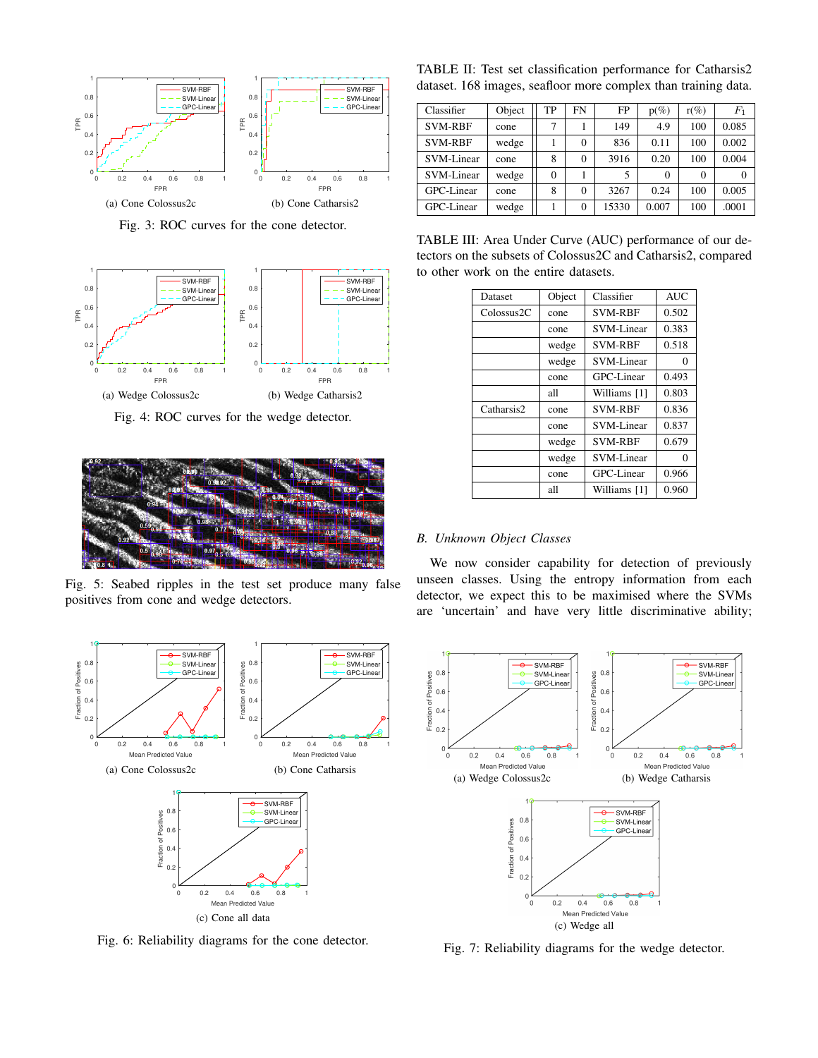Fig. 3: ROC curves for the cone detector.

(a) Cone Colossus2c

(b) Cone Catharsis2

Fig. 4: ROC curves for the wedge detector.

(a) Wedge Colossus2c

(b) Wedge Catharsis2

Fig. 5: Seabed ripples in the test set produce many false positives from cone and wedge detectors.

(a) Cone Colossus2c

(b) Cone Catharsis

(c) Cone all data

Fig. 6: Reliability diagrams for the cone detector.

TABLE II: Test set classification performance for Catharsis2 dataset. 168 images, seafloor more complex than training data.

| Classifier | Object | TP | FN | FP | p(%) | r(%) | $F_1$ |
|---|---|---|---|---|---|---|---|
| SVM-RBF | cone | 7 | 1 | 149 | 4.9 | 100 | 0.085 |
| SVM-RBF | wedge | 1 | 0 | 836 | 0.11 | 100 | 0.002 |
| SVM-Linear | cone | 8 | 0 | 3916 | 0.20 | 100 | 0.004 |
| SVM-Linear | wedge | 0 | 1 | 5 | 0 | 0 | 0 |
| GPC-Linear | cone | 8 | 0 | 3267 | 0.24 | 100 | 0.005 |
| GPC-Linear | wedge | 1 | 0 | 15330 | 0.007 | 100 | .0001 |

TABLE III: Area Under Curve (AUC) performance of our detectors on the subsets of Colossus2C and Catharsis2, compared to other work on the entire datasets.

| Dataset | Object | Classifier | AUC |
|---|---|---|---|
| Colossus2C | cone | SVM-RBF | 0.502 |
| | cone | SVM-Linear | 0.383 |
| | wedge | SVM-RBF | 0.518 |
| | wedge | SVM-Linear | 0 |
| | cone | GPC-Linear | 0.493 |
| | all | Williams [1] | 0.803 |
| Catharsis2 | cone | SVM-RBF | 0.836 |
| | cone | SVM-Linear | 0.837 |
| | wedge | SVM-RBF | 0.679 |
| | wedge | SVM-Linear | 0 |
| | cone | GPC-Linear | 0.966 |
| | all | Williams [1] | 0.960 |

### *B. Unknown Object Classes*

We now consider capability for detection of previously unseen classes. Using the entropy information from each detector, we expect this to be maximised where the SVMs are 'uncertain' and have very little discriminative ability;

(a) Wedge Colossus2c

(b) Wedge Catharsis

(c) Wedge all

Fig. 7: Reliability diagrams for the wedge detector.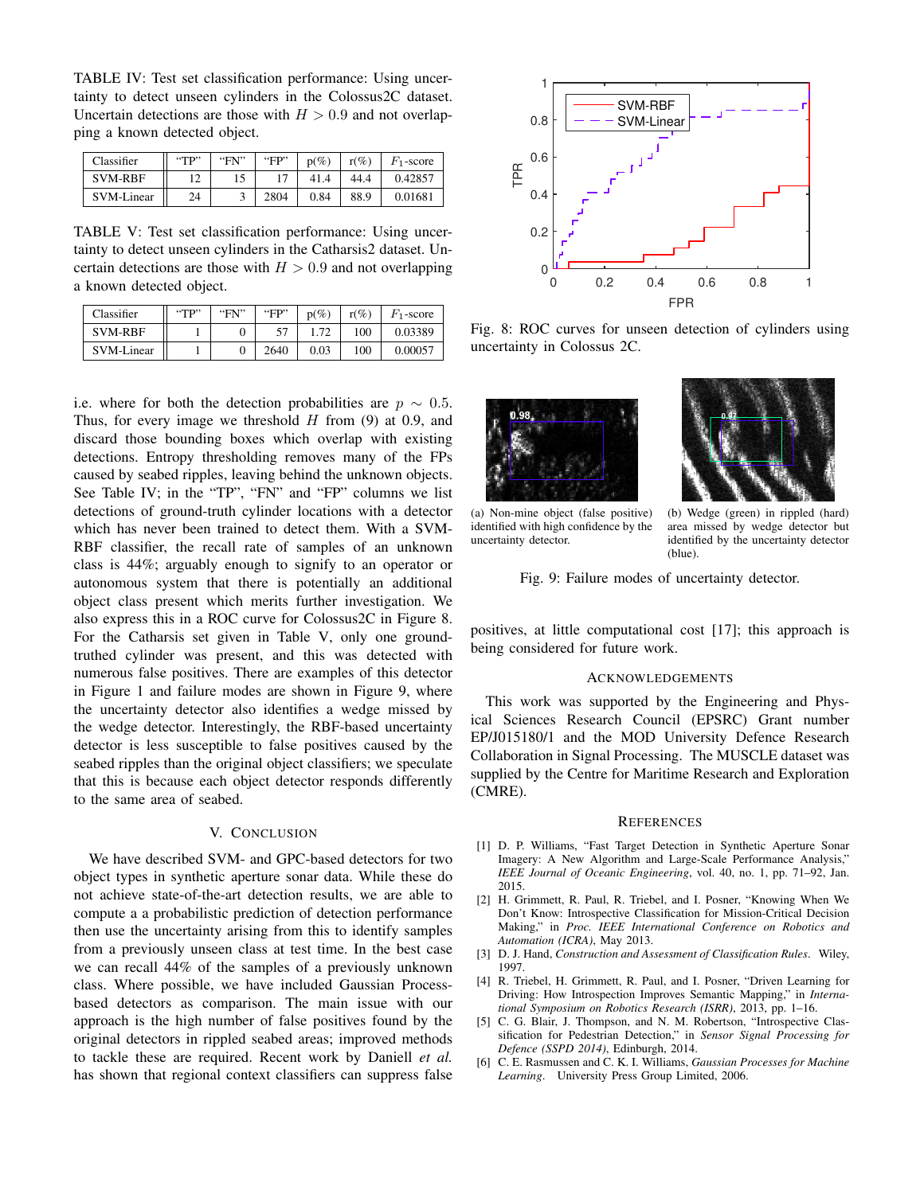TABLE IV: Test set classification performance: Using uncertainty to detect unseen cylinders in the Colossus2C dataset. Uncertain detections are those with $H > 0.9$ and not overlapping a known detected object.

| Classifier | "TP" | "FN" | "FP" | p(%) | r(%) | $F_1$-score |
|---|---|---|---|---|---|---|
| SVM-RBF | 12 | 15 | 17 | 41.4 | 44.4 | 0.42857 |
| SVM-Linear | 24 | 3 | 2804 | 0.84 | 88.9 | 0.01681 |

TABLE V: Test set classification performance: Using uncertainty to detect unseen cylinders in the Catharsis2 dataset. Uncertain detections are those with $H > 0.9$ and not overlapping a known detected object.

| Classifier | "TP" | "FN" | "FP" | p(%) | r(%) | $F_1$-score |
|---|---|---|---|---|---|---|
| SVM-RBF | 1 | 0 | 57 | 1.72 | 100 | 0.03389 |
| SVM-Linear | 1 | 0 | 2640 | 0.03 | 100 | 0.00057 |

i.e. where for both the detection probabilities are $p \sim 0.5$. Thus, for every image we threshold $H$ from (9) at 0.9, and discard those bounding boxes which overlap with existing detections. Entropy thresholding removes many of the FPs caused by seabed ripples, leaving behind the unknown objects. See Table IV; in the "TP", "FN" and "FP" columns we list detections of ground-truth cylinder locations with a detector which has never been trained to detect them. With a SVM-RBF classifier, the recall rate of samples of an unknown class is 44%; arguably enough to signify to an operator or autonomous system that there is potentially an additional object class present which merits further investigation. We also express this in a ROC curve for Colossus2C in Figure 8. For the Catharsis set given in Table V, only one ground-truthed cylinder was present, and this was detected with numerous false positives. There are examples of this detector in Figure 1 and failure modes are shown in Figure 9, where the uncertainty detector also identifies a wedge missed by the wedge detector. Interestingly, the RBF-based uncertainty detector is less susceptible to false positives caused by the seabed ripples than the original object classifiers; we speculate that this is because each object detector responds differently to the same area of seabed.

## V. Conclusion

We have described SVM- and GPC-based detectors for two object types in synthetic aperture sonar data. While these do not achieve state-of-the-art detection results, we are able to compute a a probabilistic prediction of detection performance then use the uncertainty arising from this to identify samples from a previously unseen class at test time. In the best case we can recall 44% of the samples of a previously unknown class. Where possible, we have included Gaussian Process-based detectors as comparison. The main issue with our approach is the high number of false positives found by the original detectors in rippled seabed areas; improved methods to tackle these are required. Recent work by Daniell *et al.* has shown that regional context classifiers can suppress false positives, at little computational cost [17]; this approach is being considered for future work.

Fig. 8: ROC curves for unseen detection of cylinders using uncertainty in Colossus 2C.

(a) Non-mine object (false positive) identified with high confidence by the uncertainty detector.

(b) Wedge (green) in rippled (hard) area missed by wedge detector but identified by the uncertainty detector (blue).

Fig. 9: Failure modes of uncertainty detector.

## Acknowledgements

This work was supported by the Engineering and Physical Sciences Research Council (EPSRC) Grant number EP/J015180/1 and the MOD University Defence Research Collaboration in Signal Processing. The MUSCLE dataset was supplied by the Centre for Maritime Research and Exploration (CMRE).

## References

[1] D. P. Williams, "Fast Target Detection in Synthetic Aperture Sonar Imagery: A New Algorithm and Large-Scale Performance Analysis," *IEEE Journal of Oceanic Engineering*, vol. 40, no. 1, pp. 71–92, Jan. 2015.

[2] H. Grimmett, R. Paul, R. Triebel, and I. Posner, "Knowing When We Don't Know: Introspective Classification for Mission-Critical Decision Making," in *Proc. IEEE International Conference on Robotics and Automation (ICRA)*, May 2013.

[3] D. J. Hand, *Construction and Assessment of Classification Rules*. Wiley, 1997.

[4] R. Triebel, H. Grimmett, R. Paul, and I. Posner, "Driven Learning for Driving: How Introspection Improves Semantic Mapping," in *International Symposium on Robotics Research (ISRR)*, 2013, pp. 1–16.

[5] C. G. Blair, J. Thompson, and N. M. Robertson, "Introspective Classification for Pedestrian Detection," in *Sensor Signal Processing for Defence (SSPD 2014)*, Edinburgh, 2014.

[6] C. E. Rasmussen and C. K. I. Williams, *Gaussian Processes for Machine Learning*. University Press Group Limited, 2006.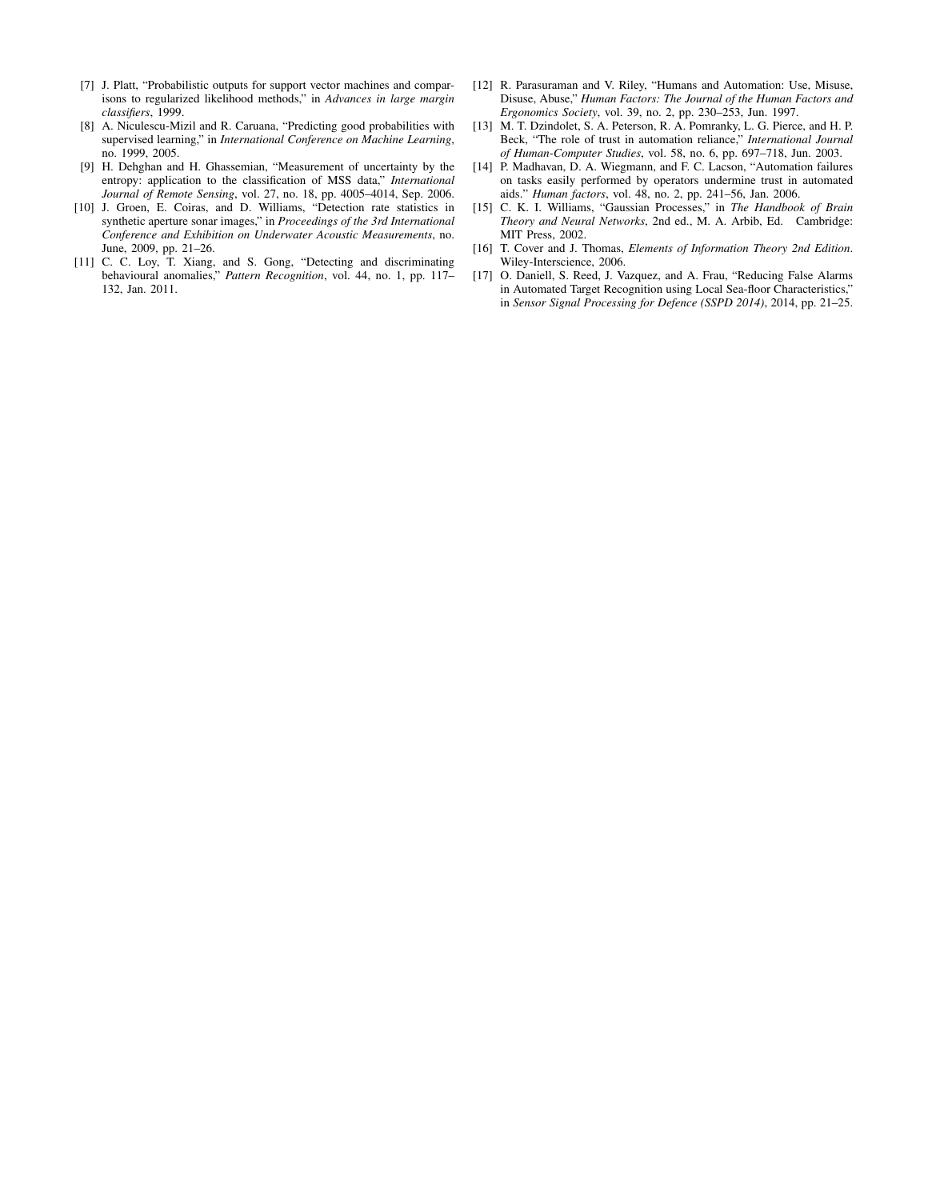[7] J. Platt, "Probabilistic outputs for support vector machines and comparisons to regularized likelihood methods," in *Advances in large margin classifiers*, 1999.

[8] A. Niculescu-Mizil and R. Caruana, "Predicting good probabilities with supervised learning," in *International Conference on Machine Learning*, no. 1999, 2005.

[9] H. Dehghan and H. Ghassemian, "Measurement of uncertainty by the entropy: application to the classification of MSS data," *International Journal of Remote Sensing*, vol. 27, no. 18, pp. 4005–4014, Sep. 2006.

[10] J. Groen, E. Coiras, and D. Williams, "Detection rate statistics in synthetic aperture sonar images," in *Proceedings of the 3rd International Conference and Exhibition on Underwater Acoustic Measurements*, no. June, 2009, pp. 21–26.

[11] C. C. Loy, T. Xiang, and S. Gong, "Detecting and discriminating behavioural anomalies," *Pattern Recognition*, vol. 44, no. 1, pp. 117–132, Jan. 2011.

[12] R. Parasuraman and V. Riley, "Humans and Automation: Use, Misuse, Disuse, Abuse," *Human Factors: The Journal of the Human Factors and Ergonomics Society*, vol. 39, no. 2, pp. 230–253, Jun. 1997.

[13] M. T. Dzindolet, S. A. Peterson, R. A. Pomranky, L. G. Pierce, and H. P. Beck, "The role of trust in automation reliance," *International Journal of Human-Computer Studies*, vol. 58, no. 6, pp. 697–718, Jun. 2003.

[14] P. Madhavan, D. A. Wiegmann, and F. C. Lacson, "Automation failures on tasks easily performed by operators undermine trust in automated aids." *Human factors*, vol. 48, no. 2, pp. 241–56, Jan. 2006.

[15] C. K. I. Williams, "Gaussian Processes," in *The Handbook of Brain Theory and Neural Networks*, 2nd ed., M. A. Arbib, Ed. Cambridge: MIT Press, 2002.

[16] T. Cover and J. Thomas, *Elements of Information Theory 2nd Edition*. Wiley-Interscience, 2006.

[17] O. Daniell, S. Reed, J. Vazquez, and A. Frau, "Reducing False Alarms in Automated Target Recognition using Local Sea-floor Characteristics," in *Sensor Signal Processing for Defence (SSPD 2014)*, 2014, pp. 21–25.